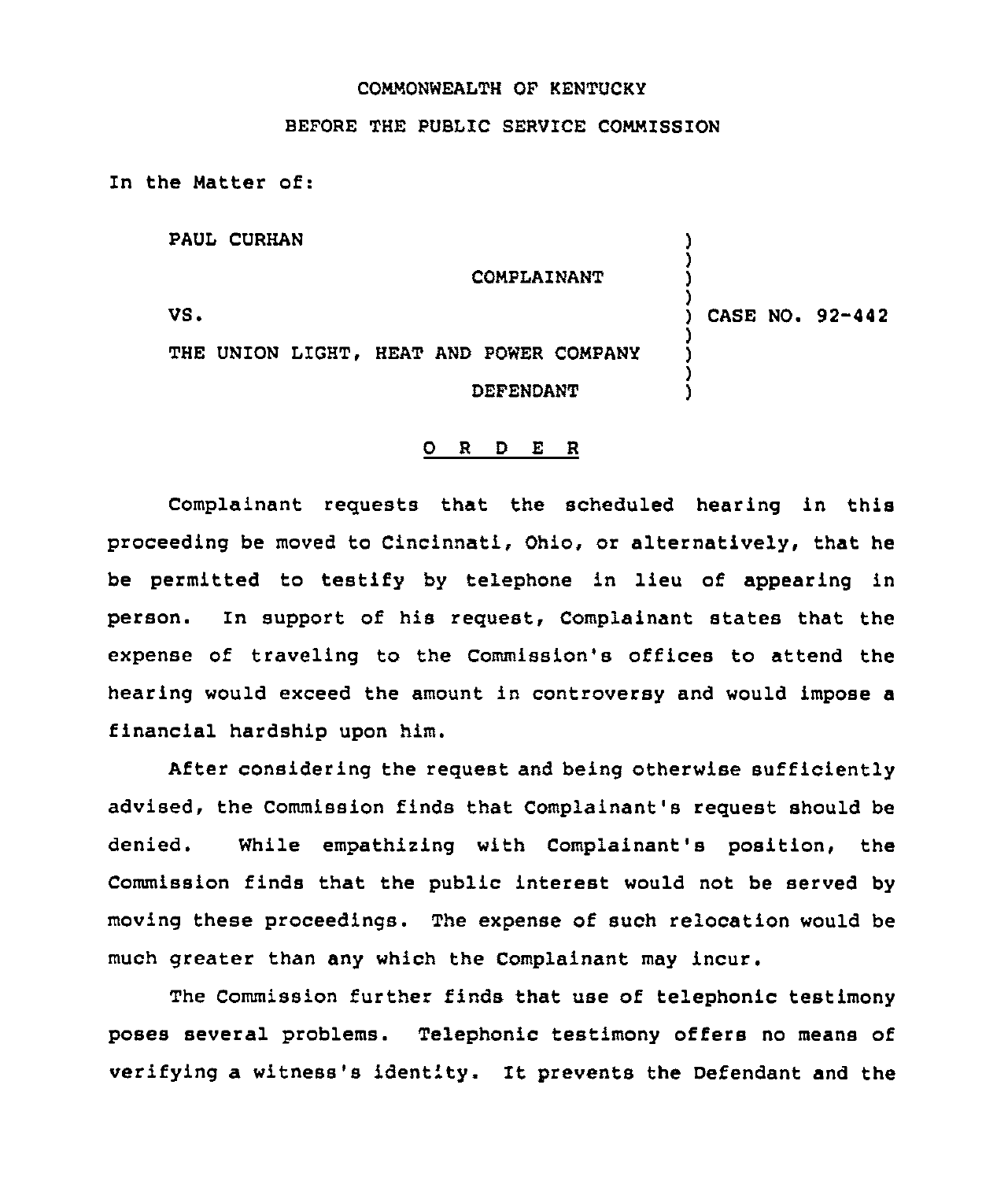COMMONWEALTH OF KENTUCKY

BEFORE THE PUBLIC SERVICE COMMISSION

In the Matter of:

| | | |
|---|---|---|
| PAUL CURHAN | ) | |
| COMPLAINANT | ) | |
| VS. | ) | CASE NO. 92-442 |
| THE UNION LIGHT, HEAT AND POWER COMPANY | ) | |
| DEFENDANT | ) | |

# O R D E R

Complainant requests that the scheduled hearing in this proceeding be moved to Cincinnati, Ohio, or alternatively, that he be permitted to testify by telephone in lieu of appearing in person. In support of his request, Complainant states that the expense of traveling to the Commission's offices to attend the hearing would exceed the amount in controversy and would impose a financial hardship upon him.

After considering the request and being otherwise sufficiently advised, the Commission finds that Complainant's request should be denied. While empathizing with Complainant's position, the Commission finds that the public interest would not be served by moving these proceedings. The expense of such relocation would be much greater than any which the Complainant may incur.

The Commission further finds that use of telephonic testimony poses several problems. Telephonic testimony offers no means of verifying a witness's identity. It prevents the Defendant and the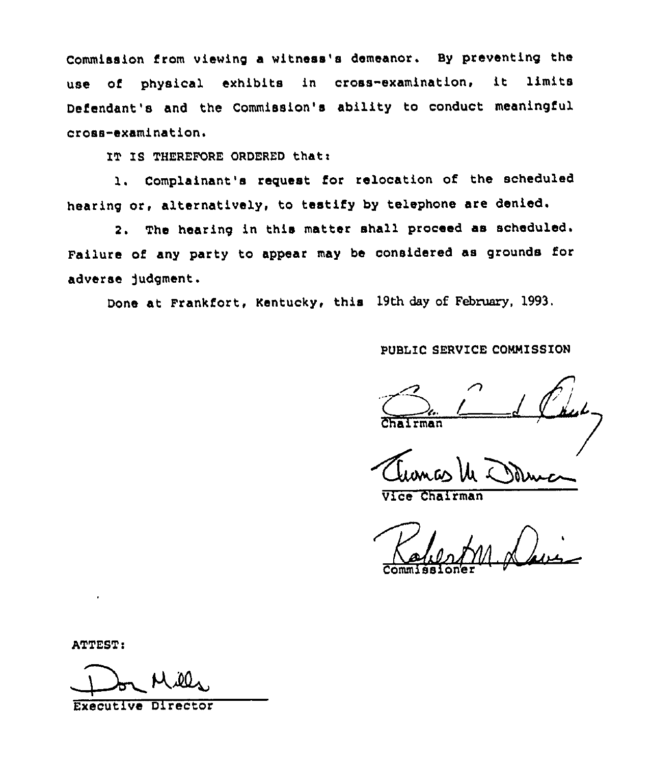Commission from viewing a witness's demeanor. By preventing the use of physical exhibits in cross-examination, it limits Defendant's and the Commission's ability to conduct meaningful cross-examination.

IT IS THEREFORE ORDERED that:

1. Complainant's request for relocation of the scheduled hearing or, alternatively, to testify by telephone are denied.

2. The hearing in this matter shall proceed as scheduled. Failure of any party to appear may be considered as grounds for adverse judgment.

Done at Frankfort, Kentucky, this 19th day of February, 1993.

PUBLIC SERVICE COMMISSION

Chairman

Vice Chairman

Commissioner

ATTEST:

Executive Director